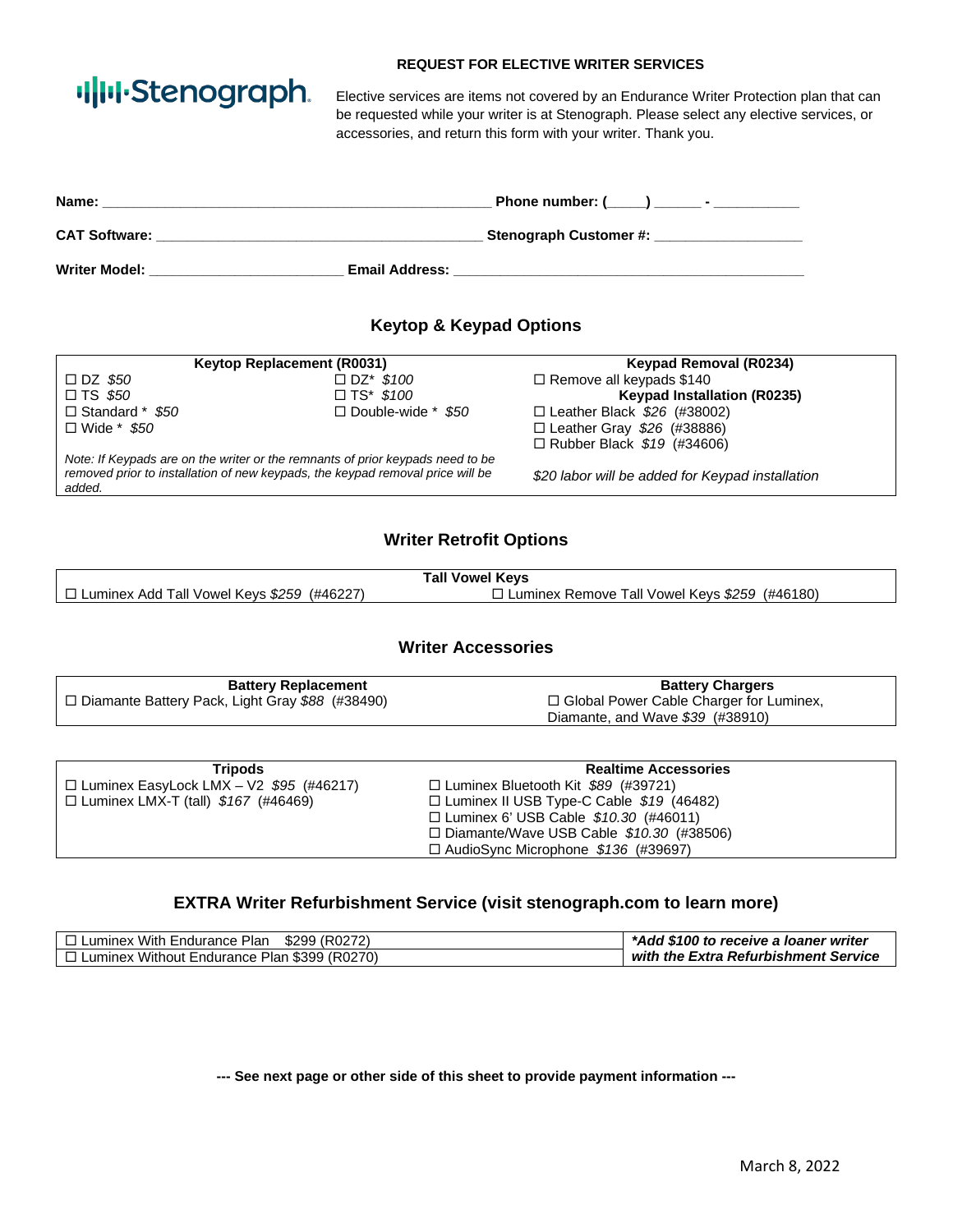Stenograph

**REQUEST FOR ELECTIVE WRITER SERVICES**

Elective services are items not covered by an Endurance Writer Protection plan that can be requested while your writer is at Stenograph. Please select any elective services, or accessories, and return this form with your writer. Thank you.

**Name:** ______________________________________________ **Phone number: (____) _____ - __________**

**CAT Software:** ______________________________________ **Stenograph Customer #:** __________________

**Writer Model:** _______________________ **Email Address:** __________________________________________

## Keytop & Keypad Options

| Keytop Replacement (R0031) | | Keypad Removal (R0234) |
|---|---|---|
| ☐ DZ *$50* | ☐ DZ* *$100* | ☐ Remove all keypads $140 |
| ☐ TS *$50* | ☐ TS* *$100* | **Keypad Installation (R0235)** |
| ☐ Standard * *$50* | ☐ Double-wide * *$50* | ☐ Leather Black *$26* (#38002) |
| ☐ Wide * *$50* | | ☐ Leather Gray *$26* (#38886) |
| | | ☐ Rubber Black *$19* (#34606) |
| *Note: If Keypads are on the writer or the remnants of prior keypads need to be removed prior to installation of new keypads, the keypad removal price will be added.* | | *$20 labor will be added for Keypad installation* |

## Writer Retrofit Options

| Tall Vowel Keys | |
|---|---|
| ☐ Luminex Add Tall Vowel Keys *$259* (#46227) | ☐ Luminex Remove Tall Vowel Keys *$259* (#46180) |

## Writer Accessories

| Battery Replacement | Battery Chargers |
|---|---|
| ☐ Diamante Battery Pack, Light Gray *$88* (#38490) | ☐ Global Power Cable Charger for Luminex, Diamante, and Wave *$39* (#38910) |

| Tripods | Realtime Accessories |
|---|---|
| ☐ Luminex EasyLock LMX – V2 *$95* (#46217) | ☐ Luminex Bluetooth Kit *$89* (#39721) |
| ☐ Luminex LMX-T (tall) *$167* (#46469) | ☐ Luminex II USB Type-C Cable *$19* (46482) |
| | ☐ Luminex 6' USB Cable *$10.30* (#46011) |
| | ☐ Diamante/Wave USB Cable *$10.30* (#38506) |
| | ☐ AudioSync Microphone *$136* (#39697) |

## EXTRA Writer Refurbishment Service (visit stenograph.com to learn more)

| | |
|---|---|
| ☐ Luminex With Endurance Plan $299 (R0272) | ***Add $100 to receive a loaner writer with the Extra Refurbishment Service*** |
| ☐ Luminex Without Endurance Plan $399 (R0270) | |

**--- See next page or other side of this sheet to provide payment information ---**

March 8, 2022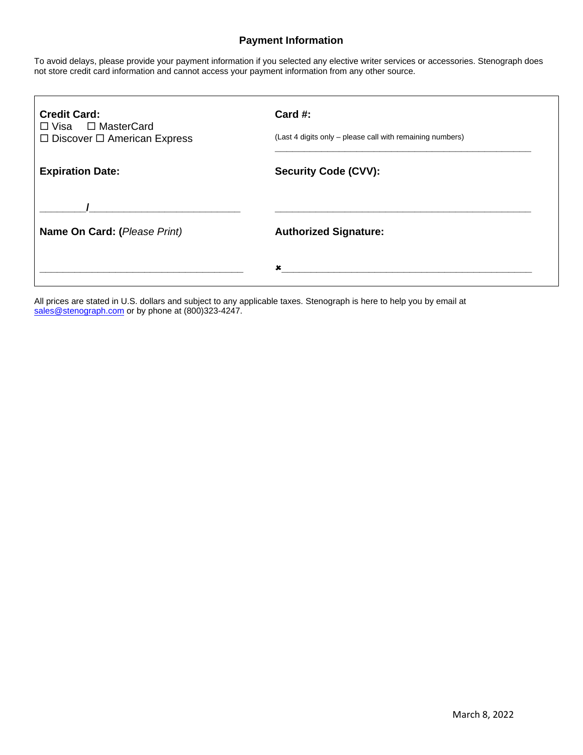## Payment Information

To avoid delays, please provide your payment information if you selected any elective writer services or accessories. Stenograph does not store credit card information and cannot access your payment information from any other source.

| | |
|---|---|
| **Credit Card:**<br>☐ Visa ☐ MasterCard<br>☐ Discover ☐ American Express | **Card #:**<br>(Last 4 digits only – please call with remaining numbers)<br>\_\_\_\_\_\_\_\_\_\_\_\_\_\_\_\_\_\_\_\_\_\_\_\_\_\_\_\_\_\_\_\_\_\_\_\_\_\_\_\_ |
| **Expiration Date:**<br>\_\_\_\_\_\_\_\_/\_\_\_\_\_\_\_\_\_\_\_\_\_\_\_\_\_\_\_\_\_\_\_\_\_\_\_\_ | **Security Code (CVV):**<br>\_\_\_\_\_\_\_\_\_\_\_\_\_\_\_\_\_\_\_\_\_\_\_\_\_\_\_\_\_\_\_\_\_\_\_\_\_\_\_\_ |
| **Name On Card: (***Please Print)*<br>\_\_\_\_\_\_\_\_\_\_\_\_\_\_\_\_\_\_\_\_\_\_\_\_\_\_\_\_\_\_\_\_\_\_\_\_\_\_\_\_ | **Authorized Signature:**<br>✘\_\_\_\_\_\_\_\_\_\_\_\_\_\_\_\_\_\_\_\_\_\_\_\_\_\_\_\_\_\_\_\_\_\_\_\_\_\_\_\_ |

All prices are stated in U.S. dollars and subject to any applicable taxes. Stenograph is here to help you by email at sales@stenograph.com or by phone at (800)323-4247.

March 8, 2022